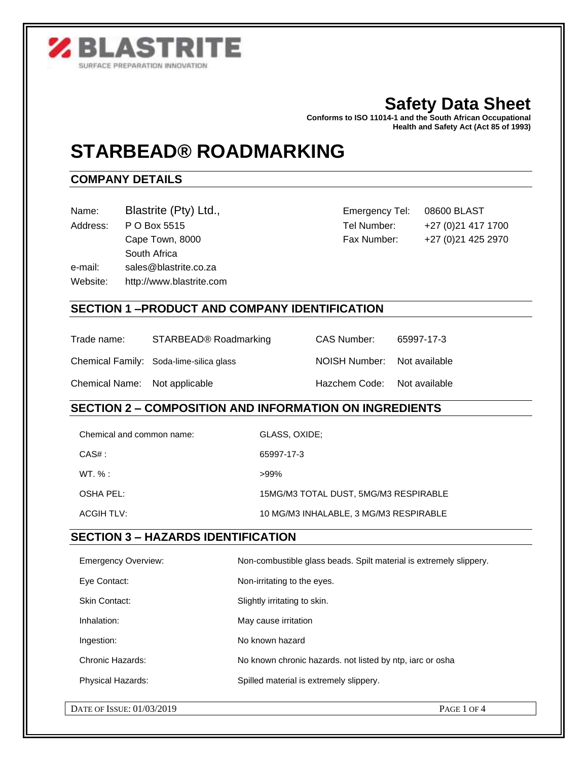BLASTRITE
SURFACE PREPARATION INNOVATION

# Safety Data Sheet

**Conforms to ISO 11014-1 and the South African Occupational Health and Safety Act (Act 85 of 1993)**

# STARBEAD® ROADMARKING

## COMPANY DETAILS

| | | | |
|---|---|---|---|
| Name: | Blastrite (Pty) Ltd., | Emergency Tel: | 08600 BLAST |
| Address: | P O Box 5515 | Tel Number: | +27 (0)21 417 1700 |
| | Cape Town, 8000 | Fax Number: | +27 (0)21 425 2970 |
| | South Africa | | |
| e-mail: | sales@blastrite.co.za | | |
| Website: | http://www.blastrite.com | | |

## SECTION 1 –PRODUCT AND COMPANY IDENTIFICATION

| | | | |
|---|---|---|---|
| Trade name: | STARBEAD® Roadmarking | CAS Number: | 65997-17-3 |
| Chemical Family: | Soda-lime-silica glass | NOISH Number: | Not available |
| Chemical Name: | Not applicable | Hazchem Code: | Not available |

## SECTION 2 – COMPOSITION AND INFORMATION ON INGREDIENTS

| | |
|---|---|
| Chemical and common name: | GLASS, OXIDE; |
| CAS# : | 65997-17-3 |
| WT. % : | >99% |
| OSHA PEL: | 15MG/M3 TOTAL DUST, 5MG/M3 RESPIRABLE |
| ACGIH TLV: | 10 MG/M3 INHALABLE, 3 MG/M3 RESPIRABLE |

## SECTION 3 – HAZARDS IDENTIFICATION

| | |
|---|---|
| Emergency Overview: | Non-combustible glass beads. Spilt material is extremely slippery. |
| Eye Contact: | Non-irritating to the eyes. |
| Skin Contact: | Slightly irritating to skin. |
| Inhalation: | May cause irritation |
| Ingestion: | No known hazard |
| Chronic Hazards: | No known chronic hazards. not listed by ntp, iarc or osha |
| Physical Hazards: | Spilled material is extremely slippery. |

DATE OF ISSUE: 01/03/2019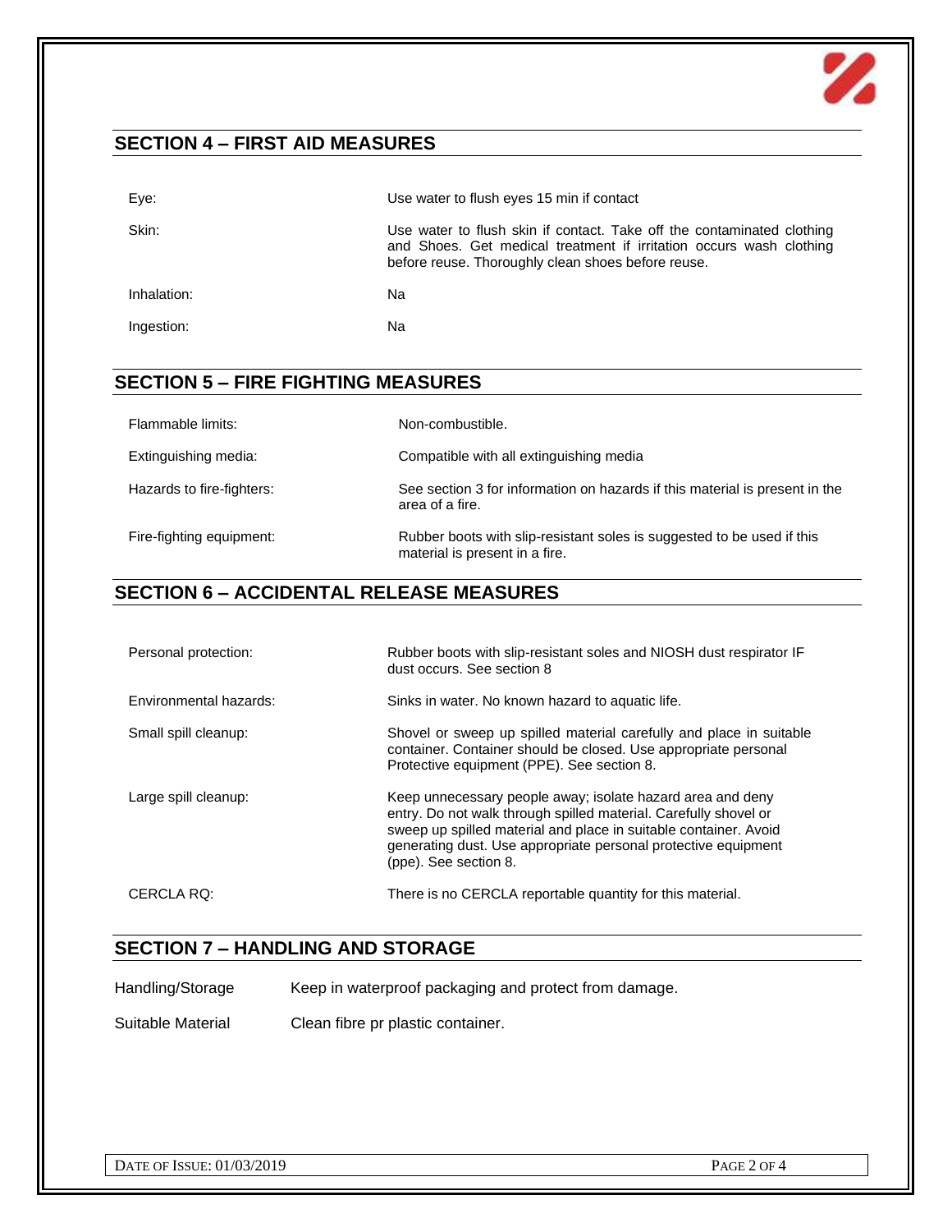## SECTION 4 – FIRST AID MEASURES

| | |
|---|---|
| Eye: | Use water to flush eyes 15 min if contact |
| Skin: | Use water to flush skin if contact. Take off the contaminated clothing and Shoes. Get medical treatment if irritation occurs wash clothing before reuse. Thoroughly clean shoes before reuse. |
| Inhalation: | Na |
| Ingestion: | Na |

## SECTION 5 – FIRE FIGHTING MEASURES

| | |
|---|---|
| Flammable limits: | Non-combustible. |
| Extinguishing media: | Compatible with all extinguishing media |
| Hazards to fire-fighters: | See section 3 for information on hazards if this material is present in the area of a fire. |
| Fire-fighting equipment: | Rubber boots with slip-resistant soles is suggested to be used if this material is present in a fire. |

## SECTION 6 – ACCIDENTAL RELEASE MEASURES

| | |
|---|---|
| Personal protection: | Rubber boots with slip-resistant soles and NIOSH dust respirator IF dust occurs. See section 8 |
| Environmental hazards: | Sinks in water. No known hazard to aquatic life. |
| Small spill cleanup: | Shovel or sweep up spilled material carefully and place in suitable container. Container should be closed. Use appropriate personal Protective equipment (PPE). See section 8. |
| Large spill cleanup: | Keep unnecessary people away; isolate hazard area and deny entry. Do not walk through spilled material. Carefully shovel or sweep up spilled material and place in suitable container. Avoid generating dust. Use appropriate personal protective equipment (ppe). See section 8. |
| CERCLA RQ: | There is no CERCLA reportable quantity for this material. |

## SECTION 7 – HANDLING AND STORAGE

| | |
|---|---|
| Handling/Storage | Keep in waterproof packaging and protect from damage. |
| Suitable Material | Clean fibre pr plastic container. |

DATE OF ISSUE: 01/03/2019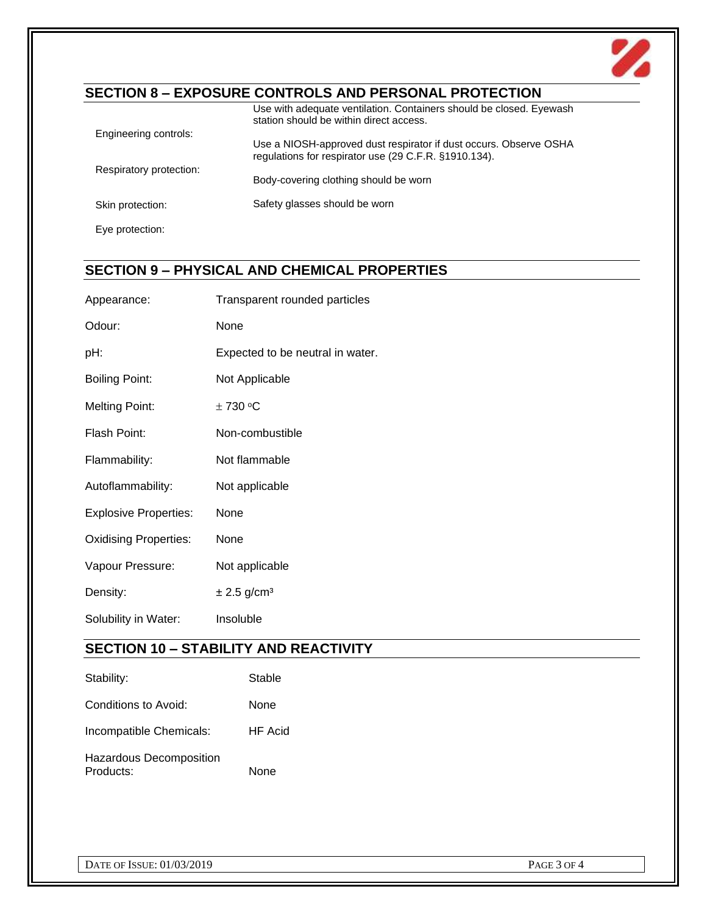## SECTION 8 – EXPOSURE CONTROLS AND PERSONAL PROTECTION

| | |
|---|---|
| Engineering controls: | Use with adequate ventilation. Containers should be closed. Eyewash station should be within direct access. |
| Respiratory protection: | Use a NIOSH-approved dust respirator if dust occurs. Observe OSHA regulations for respirator use (29 C.F.R. §1910.134). |
| Skin protection: | Body-covering clothing should be worn |
| Eye protection: | Safety glasses should be worn |

## SECTION 9 – PHYSICAL AND CHEMICAL PROPERTIES

| | |
|---|---|
| Appearance: | Transparent rounded particles |
| Odour: | None |
| pH: | Expected to be neutral in water. |
| Boiling Point: | Not Applicable |
| Melting Point: | ± 730 °C |
| Flash Point: | Non-combustible |
| Flammability: | Not flammable |
| Autoflammability: | Not applicable |
| Explosive Properties: | None |
| Oxidising Properties: | None |
| Vapour Pressure: | Not applicable |
| Density: | ± 2.5 g/cm³ |
| Solubility in Water: | Insoluble |

## SECTION 10 – STABILITY AND REACTIVITY

| | |
|---|---|
| Stability: | Stable |
| Conditions to Avoid: | None |
| Incompatible Chemicals: | HF Acid |
| Hazardous Decomposition Products: | None |

DATE OF ISSUE: 01/03/2019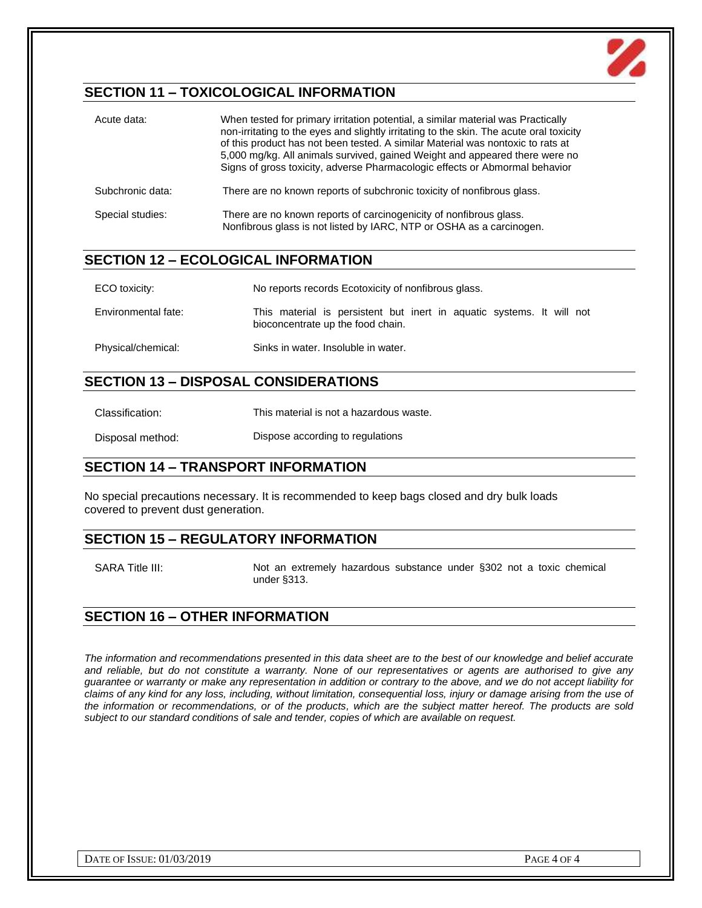## SECTION 11 – TOXICOLOGICAL INFORMATION

| | |
|---|---|
| Acute data: | When tested for primary irritation potential, a similar material was Practically non-irritating to the eyes and slightly irritating to the skin. The acute oral toxicity of this product has not been tested. A similar Material was nontoxic to rats at 5,000 mg/kg. All animals survived, gained Weight and appeared there were no Signs of gross toxicity, adverse Pharmacologic effects or Abmormal behavior |
| Subchronic data: | There are no known reports of subchronic toxicity of nonfibrous glass. |
| Special studies: | There are no known reports of carcinogenicity of nonfibrous glass. Nonfibrous glass is not listed by IARC, NTP or OSHA as a carcinogen. |

## SECTION 12 – ECOLOGICAL INFORMATION

| | |
|---|---|
| ECO toxicity: | No reports records Ecotoxicity of nonfibrous glass. |
| Environmental fate: | This material is persistent but inert in aquatic systems. It will not bioconcentrate up the food chain. |
| Physical/chemical: | Sinks in water. Insoluble in water. |

## SECTION 13 – DISPOSAL CONSIDERATIONS

| | |
|---|---|
| Classification: | This material is not a hazardous waste. |
| Disposal method: | Dispose according to regulations |

## SECTION 14 – TRANSPORT INFORMATION

No special precautions necessary. It is recommended to keep bags closed and dry bulk loads covered to prevent dust generation.

## SECTION 15 – REGULATORY INFORMATION

| | |
|---|---|
| SARA Title III: | Not an extremely hazardous substance under §302 not a toxic chemical under §313. |

## SECTION 16 – OTHER INFORMATION

*The information and recommendations presented in this data sheet are to the best of our knowledge and belief accurate and reliable, but do not constitute a warranty. None of our representatives or agents are authorised to give any guarantee or warranty or make any representation in addition or contrary to the above, and we do not accept liability for claims of any kind for any loss, including, without limitation, consequential loss, injury or damage arising from the use of the information or recommendations, or of the products, which are the subject matter hereof. The products are sold subject to our standard conditions of sale and tender, copies of which are available on request.*

DATE OF ISSUE: 01/03/2019